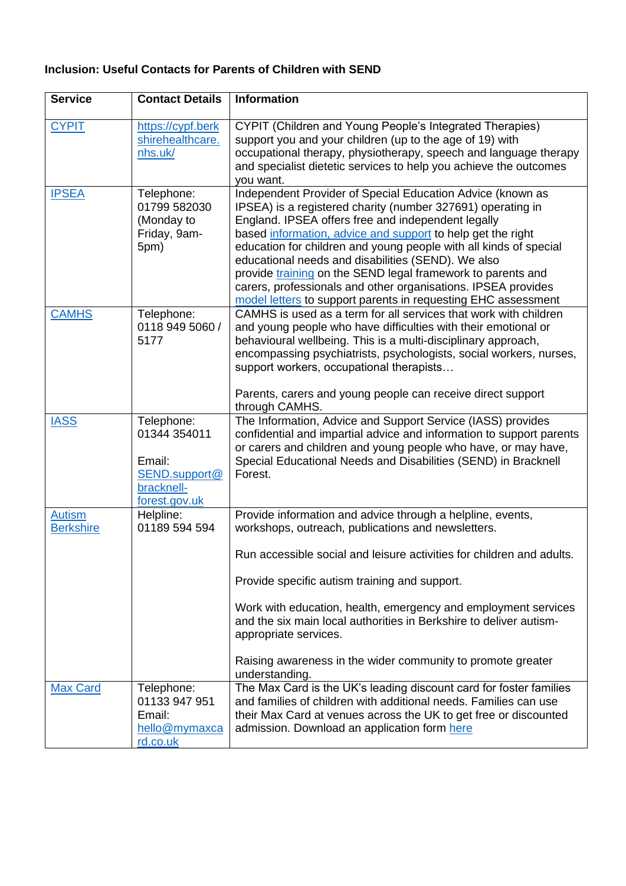**Inclusion: Useful Contacts for Parents of Children with SEND**

| Service | Contact Details | Information |
|---|---|---|
| CYPIT | https://cypf.berkshirehealthcare.nhs.uk/ | CYPIT (Children and Young People's Integrated Therapies) support you and your children (up to the age of 19) with occupational therapy, physiotherapy, speech and language therapy and specialist dietetic services to help you achieve the outcomes you want. |
| IPSEA | Telephone: 01799 582030 (Monday to Friday, 9am-5pm) | Independent Provider of Special Education Advice (known as IPSEA) is a registered charity (number 327691) operating in England. IPSEA offers free and independent legally based information, advice and support to help get the right education for children and young people with all kinds of special educational needs and disabilities (SEND). We also provide training on the SEND legal framework to parents and carers, professionals and other organisations. IPSEA provides model letters to support parents in requesting EHC assessment |
| CAMHS | Telephone: 0118 949 5060 / 5177 | CAMHS is used as a term for all services that work with children and young people who have difficulties with their emotional or behavioural wellbeing. This is a multi-disciplinary approach, encompassing psychiatrists, psychologists, social workers, nurses, support workers, occupational therapists…<br><br>Parents, carers and young people can receive direct support through CAMHS. |
| IASS | Telephone: 01344 354011<br><br>Email: SEND.support@bracknell-forest.gov.uk | The Information, Advice and Support Service (IASS) provides confidential and impartial advice and information to support parents or carers and children and young people who have, or may have, Special Educational Needs and Disabilities (SEND) in Bracknell Forest. |
| Autism Berkshire | Helpline: 01189 594 594 | Provide information and advice through a helpline, events, workshops, outreach, publications and newsletters.<br><br>Run accessible social and leisure activities for children and adults.<br><br>Provide specific autism training and support.<br><br>Work with education, health, emergency and employment services and the six main local authorities in Berkshire to deliver autism-appropriate services.<br><br>Raising awareness in the wider community to promote greater understanding. |
| Max Card | Telephone: 01133 947 951<br>Email: hello@mymaxcard.co.uk | The Max Card is the UK's leading discount card for foster families and families of children with additional needs. Families can use their Max Card at venues across the UK to get free or discounted admission. Download an application form here |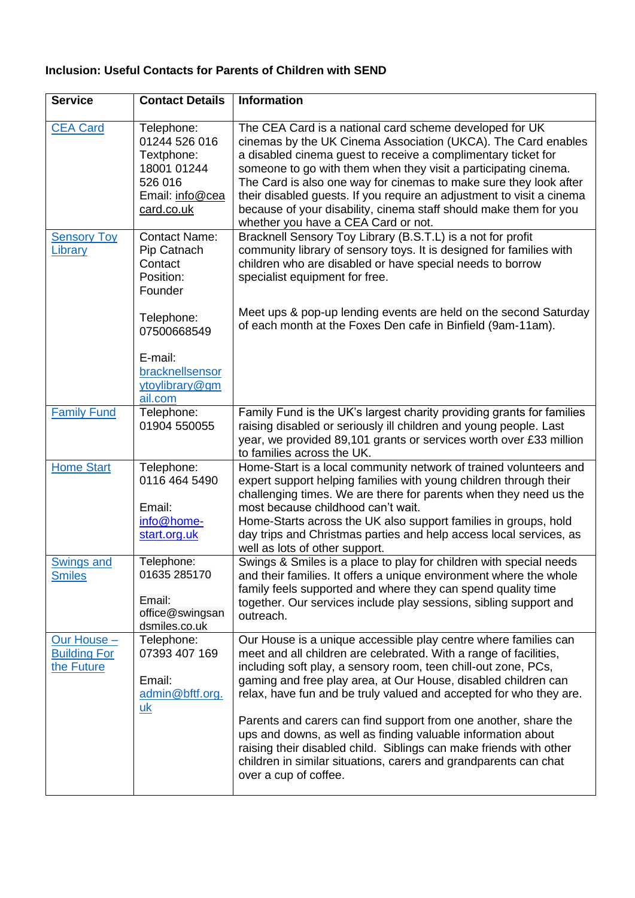**Inclusion: Useful Contacts for Parents of Children with SEND**

| Service | Contact Details | Information |
|---|---|---|
| CEA Card | Telephone: 01244 526 016<br>Textphone: 18001 01244 526 016<br>Email: info@ceacard.co.uk | The CEA Card is a national card scheme developed for UK cinemas by the UK Cinema Association (UKCA). The Card enables a disabled cinema guest to receive a complimentary ticket for someone to go with them when they visit a participating cinema. The Card is also one way for cinemas to make sure they look after their disabled guests. If you require an adjustment to visit a cinema because of your disability, cinema staff should make them for you whether you have a CEA Card or not. |
| Sensory Toy Library | Contact Name: Pip Catnach<br>Contact Position: Founder<br><br>Telephone: 07500668549<br><br>E-mail: bracknellsensorytoylibrary@gmail.com | Bracknell Sensory Toy Library (B.S.T.L) is a not for profit community library of sensory toys. It is designed for families with children who are disabled or have special needs to borrow specialist equipment for free.<br><br>Meet ups & pop-up lending events are held on the second Saturday of each month at the Foxes Den cafe in Binfield (9am-11am). |
| Family Fund | Telephone: 01904 550055 | Family Fund is the UK's largest charity providing grants for families raising disabled or seriously ill children and young people. Last year, we provided 89,101 grants or services worth over £33 million to families across the UK. |
| Home Start | Telephone: 0116 464 5490<br><br>Email: info@home-start.org.uk | Home-Start is a local community network of trained volunteers and expert support helping families with young children through their challenging times. We are there for parents when they need us the most because childhood can't wait.<br>Home-Starts across the UK also support families in groups, hold day trips and Christmas parties and help access local services, as well as lots of other support. |
| Swings and Smiles | Telephone: 01635 285170<br><br>Email: office@swingsandsmiles.co.uk | Swings & Smiles is a place to play for children with special needs and their families. It offers a unique environment where the whole family feels supported and where they can spend quality time together. Our services include play sessions, sibling support and outreach. |
| Our House – Building For the Future | Telephone: 07393 407 169<br><br>Email: admin@bftf.org.uk | Our House is a unique accessible play centre where families can meet and all children are celebrated. With a range of facilities, including soft play, a sensory room, teen chill-out zone, PCs, gaming and free play area, at Our House, disabled children can relax, have fun and be truly valued and accepted for who they are.<br><br>Parents and carers can find support from one another, share the ups and downs, as well as finding valuable information about raising their disabled child. Siblings can make friends with other children in similar situations, carers and grandparents can chat over a cup of coffee. |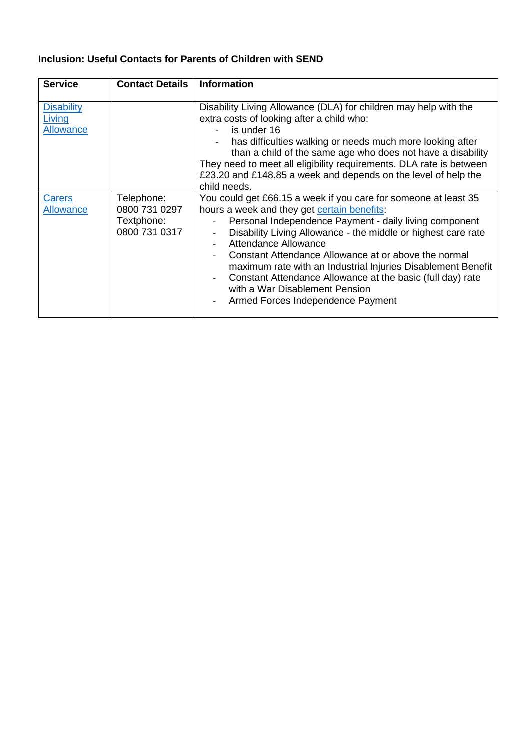**Inclusion: Useful Contacts for Parents of Children with SEND**

| Service | Contact Details | Information |
|---|---|---|
| Disability Living Allowance | | Disability Living Allowance (DLA) for children may help with the extra costs of looking after a child who:<br>- is under 16<br>- has difficulties walking or needs much more looking after than a child of the same age who does not have a disability<br>They need to meet all eligibility requirements. DLA rate is between £23.20 and £148.85 a week and depends on the level of help the child needs. |
| Carers Allowance | Telephone: 0800 731 0297<br>Textphone: 0800 731 0317 | You could get £66.15 a week if you care for someone at least 35 hours a week and they get certain benefits:<br>- Personal Independence Payment - daily living component<br>- Disability Living Allowance - the middle or highest care rate<br>- Attendance Allowance<br>- Constant Attendance Allowance at or above the normal maximum rate with an Industrial Injuries Disablement Benefit<br>- Constant Attendance Allowance at the basic (full day) rate with a War Disablement Pension<br>- Armed Forces Independence Payment |